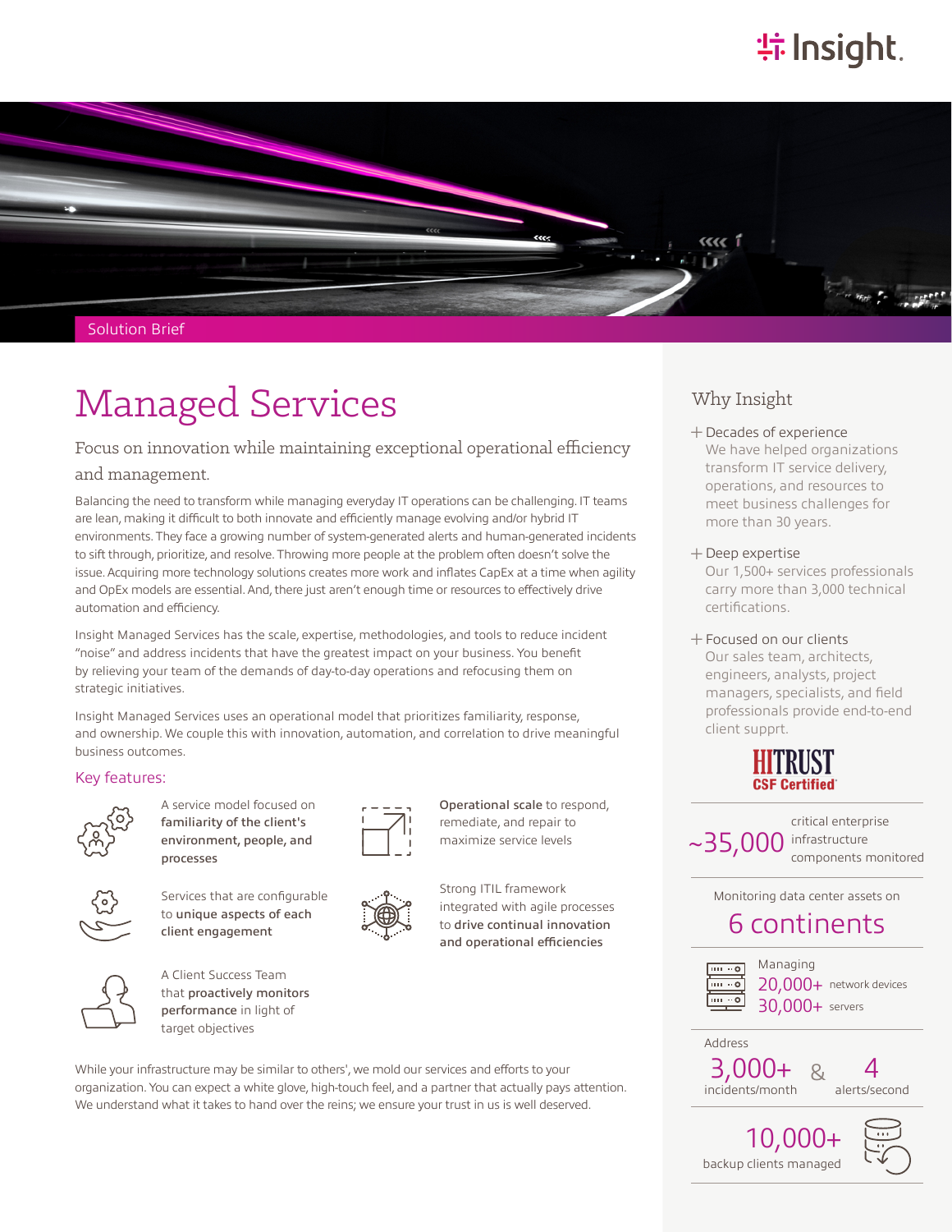Solution Brief

# Managed Services

## Focus on innovation while maintaining exceptional operational efficiency and management.

Balancing the need to transform while managing everyday IT operations can be challenging. IT teams are lean, making it difficult to both innovate and efficiently manage evolving and/or hybrid IT environments. They face a growing number of system-generated alerts and human-generated incidents to sift through, prioritize, and resolve. Throwing more people at the problem often doesn't solve the issue. Acquiring more technology solutions creates more work and inflates CapEx at a time when agility and OpEx models are essential. And, there just aren't enough time or resources to effectively drive automation and efficiency.

Insight Managed Services has the scale, expertise, methodologies, and tools to reduce incident "noise" and address incidents that have the greatest impact on your business. You benefit by relieving your team of the demands of day-to-day operations and refocusing them on strategic initiatives.

Insight Managed Services uses an operational model that prioritizes familiarity, response, and ownership. We couple this with innovation, automation, and correlation to drive meaningful business outcomes.

### Key features:

- A service model focused on **familiarity of the client's environment, people, and processes**
- **Operational scale** to respond, remediate, and repair to maximize service levels
- Services that are configurable to **unique aspects of each client engagement**
- Strong ITIL framework integrated with agile processes to **drive continual innovation and operational efficiencies**
- A Client Success Team that **proactively monitors performance** in light of target objectives

While your infrastructure may be similar to others', we mold our services and efforts to your organization. You can expect a white glove, high-touch feel, and a partner that actually pays attention. We understand what it takes to hand over the reins; we ensure your trust in us is well deserved.

## Why Insight

**+ Decades of experience**
We have helped organizations transform IT service delivery, operations, and resources to meet business challenges for more than 30 years.

**+ Deep expertise**
Our 1,500+ services professionals carry more than 3,000 technical certifications.

**+ Focused on our clients**
Our sales team, architects, engineers, analysts, project managers, specialists, and field professionals provide end-to-end client supprt.

HITRUST CSF Certified

~35,000 critical enterprise infrastructure components monitored

Monitoring data center assets on **6 continents**

Managing
20,000+ network devices
30,000+ servers

Address
3,000+ incidents/month & 4 alerts/second

10,000+ backup clients managed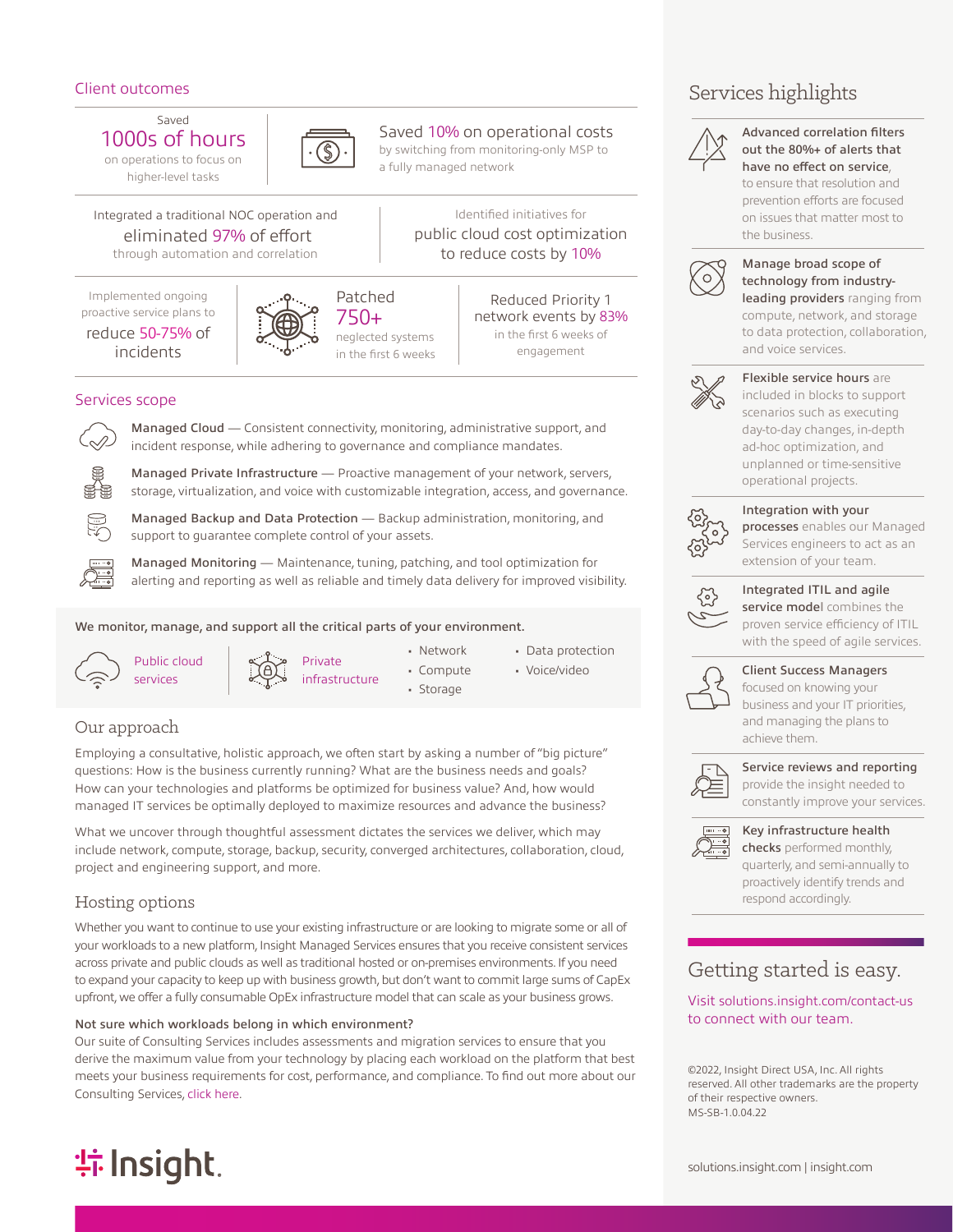## Client outcomes

Saved **1000s of hours** on operations to focus on higher-level tasks

Saved **10%** on operational costs by switching from monitoring-only MSP to a fully managed network

Integrated a traditional NOC operation and eliminated **97%** of effort through automation and correlation

Identified initiatives for public cloud cost optimization to reduce costs by **10%**

Implemented ongoing proactive service plans to reduce **50-75%** of incidents

Patched **750+** neglected systems in the first 6 weeks

Reduced Priority 1 network events by **83%** in the first 6 weeks of engagement

## Services scope

**Managed Cloud** — Consistent connectivity, monitoring, administrative support, and incident response, while adhering to governance and compliance mandates.

**Managed Private Infrastructure** — Proactive management of your network, servers, storage, virtualization, and voice with customizable integration, access, and governance.

**Managed Backup and Data Protection** — Backup administration, monitoring, and support to guarantee complete control of your assets.

**Managed Monitoring** — Maintenance, tuning, patching, and tool optimization for alerting and reporting as well as reliable and timely data delivery for improved visibility.

**We monitor, manage, and support all the critical parts of your environment.**

Public cloud services

Private infrastructure

- Network
- Compute
- Storage
- Data protection
- Voice/video

## Our approach

Employing a consultative, holistic approach, we often start by asking a number of "big picture" questions: How is the business currently running? What are the business needs and goals? How can your technologies and platforms be optimized for business value? And, how would managed IT services be optimally deployed to maximize resources and advance the business?

What we uncover through thoughtful assessment dictates the services we deliver, which may include network, compute, storage, backup, security, converged architectures, collaboration, cloud, project and engineering support, and more.

## Hosting options

Whether you want to continue to use your existing infrastructure or are looking to migrate some or all of your workloads to a new platform, Insight Managed Services ensures that you receive consistent services across private and public clouds as well as traditional hosted or on-premises environments. If you need to expand your capacity to keep up with business growth, but don't want to commit large sums of CapEx upfront, we offer a fully consumable OpEx infrastructure model that can scale as your business grows.

**Not sure which workloads belong in which environment?**

Our suite of Consulting Services includes assessments and migration services to ensure that you derive the maximum value from your technology by placing each workload on the platform that best meets your business requirements for cost, performance, and compliance. To find out more about our Consulting Services, click here.

Insight.

## Services highlights

**Advanced correlation filters out the 80%+ of alerts that have no effect on service**, to ensure that resolution and prevention efforts are focused on issues that matter most to the business.

**Manage broad scope of technology from industry-leading providers** ranging from compute, network, and storage to data protection, collaboration, and voice services.

**Flexible service hours** are included in blocks to support scenarios such as executing day-to-day changes, in-depth ad-hoc optimization, and unplanned or time-sensitive operational projects.

**Integration with your processes** enables our Managed Services engineers to act as an extension of your team.

**Integrated ITIL and agile service model** combines the proven service efficiency of ITIL with the speed of agile services.

**Client Success Managers** focused on knowing your business and your IT priorities, and managing the plans to achieve them.

**Service reviews and reporting** provide the insight needed to constantly improve your services.

**Key infrastructure health checks** performed monthly, quarterly, and semi-annually to proactively identify trends and respond accordingly.

## Getting started is easy.

Visit solutions.insight.com/contact-us to connect with our team.

©2022, Insight Direct USA, Inc. All rights reserved. All other trademarks are the property of their respective owners.
MS-SB-1.0.04.22

solutions.insight.com | insight.com